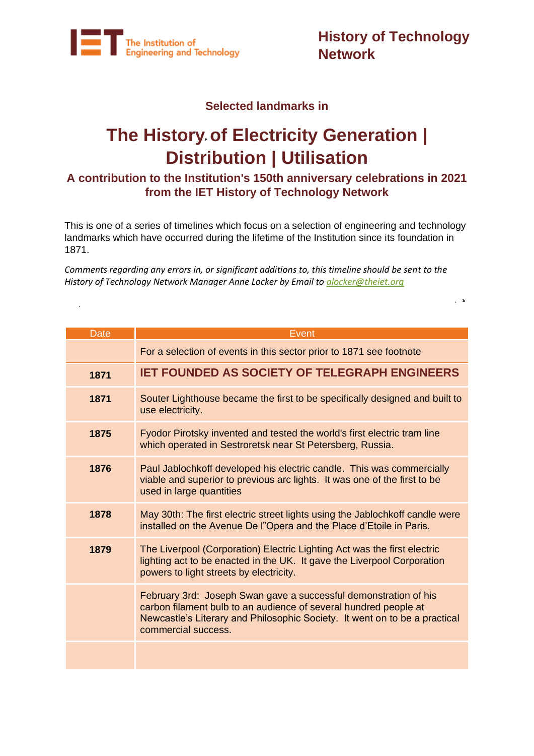The Institution of Engineering and Technology

History of Technology Network

### Selected landmarks in

# The History of Electricity Generation | Distribution | Utilisation

### A contribution to the Institution's 150th anniversary celebrations in 2021 from the IET History of Technology Network

This is one of a series of timelines which focus on a selection of engineering and technology landmarks which have occurred during the lifetime of the Institution since its foundation in 1871.

*Comments regarding any errors in, or significant additions to, this timeline should be sent to the History of Technology Network Manager Anne Locker by Email to alocker@theiet.org*

| Date | Event |
|---|---|
| | For a selection of events in this sector prior to 1871 see footnote |
| **1871** | **IET FOUNDED AS SOCIETY OF TELEGRAPH ENGINEERS** |
| **1871** | Souter Lighthouse became the first to be specifically designed and built to use electricity. |
| **1875** | Fyodor Pirotsky invented and tested the world's first electric tram line which operated in Sestroretsk near St Petersberg, Russia. |
| **1876** | Paul Jablochkoff developed his electric candle. This was commercially viable and superior to previous arc lights. It was one of the first to be used in large quantities |
| **1878** | May 30th: The first electric street lights using the Jablochkoff candle were installed on the Avenue De l"Opera and the Place d'Etoile in Paris. |
| **1879** | The Liverpool (Corporation) Electric Lighting Act was the first electric lighting act to be enacted in the UK. It gave the Liverpool Corporation powers to light streets by electricity. |
| | February 3rd: Joseph Swan gave a successful demonstration of his carbon filament bulb to an audience of several hundred people at Newcastle's Literary and Philosophic Society. It went on to be a practical commercial success. |
| | |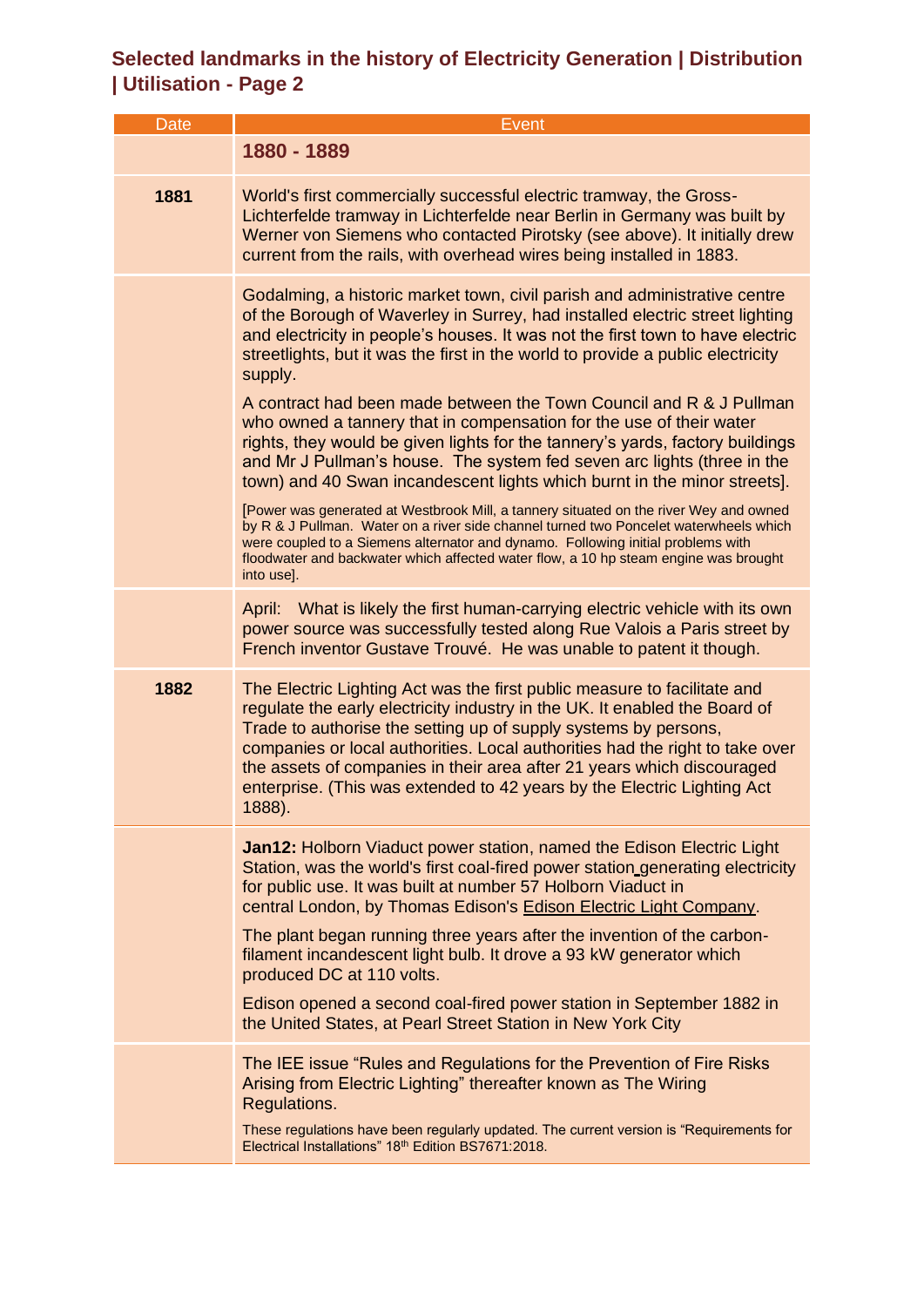## Selected landmarks in the history of Electricity Generation | Distribution | Utilisation - Page 2

| Date | Event |
|---|---|
| | **1880 - 1889** |
| **1881** | World's first commercially successful electric tramway, the Gross-Lichterfelde tramway in Lichterfelde near Berlin in Germany was built by Werner von Siemens who contacted Pirotsky (see above). It initially drew current from the rails, with overhead wires being installed in 1883. |
| | Godalming, a historic market town, civil parish and administrative centre of the Borough of Waverley in Surrey, had installed electric street lighting and electricity in people's houses. It was not the first town to have electric streetlights, but it was the first in the world to provide a public electricity supply.<br><br>A contract had been made between the Town Council and R & J Pullman who owned a tannery that in compensation for the use of their water rights, they would be given lights for the tannery's yards, factory buildings and Mr J Pullman's house. The system fed seven arc lights (three in the town) and 40 Swan incandescent lights which burnt in the minor streets].<br><br>[Power was generated at Westbrook Mill, a tannery situated on the river Wey and owned by R & J Pullman. Water on a river side channel turned two Poncelet waterwheels which were coupled to a Siemens alternator and dynamo. Following initial problems with floodwater and backwater which affected water flow, a 10 hp steam engine was brought into use]. |
| | April: What is likely the first human-carrying electric vehicle with its own power source was successfully tested along Rue Valois a Paris street by French inventor Gustave Trouvé. He was unable to patent it though. |
| **1882** | The Electric Lighting Act was the first public measure to facilitate and regulate the early electricity industry in the UK. It enabled the Board of Trade to authorise the setting up of supply systems by persons, companies or local authorities. Local authorities had the right to take over the assets of companies in their area after 21 years which discouraged enterprise. (This was extended to 42 years by the Electric Lighting Act 1888). |
| | **Jan12:** Holborn Viaduct power station, named the Edison Electric Light Station, was the world's first coal-fired power station generating electricity for public use. It was built at number 57 Holborn Viaduct in central London, by Thomas Edison's Edison Electric Light Company.<br><br>The plant began running three years after the invention of the carbon-filament incandescent light bulb. It drove a 93 kW generator which produced DC at 110 volts.<br><br>Edison opened a second coal-fired power station in September 1882 in the United States, at Pearl Street Station in New York City |
| | The IEE issue "Rules and Regulations for the Prevention of Fire Risks Arising from Electric Lighting" thereafter known as The Wiring Regulations.<br><br>These regulations have been regularly updated. The current version is "Requirements for Electrical Installations" 18th Edition BS7671:2018. |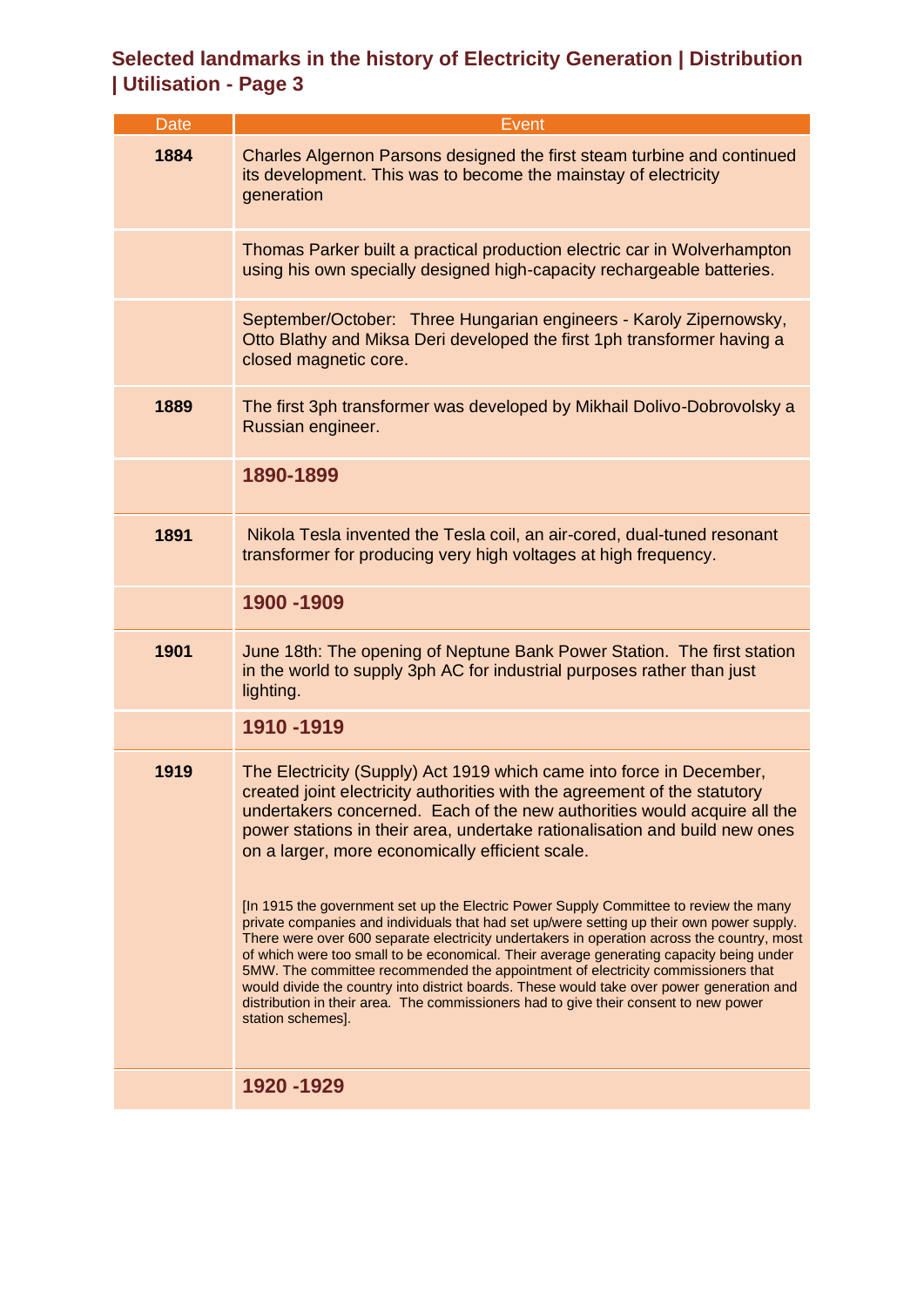## Selected landmarks in the history of Electricity Generation | Distribution | Utilisation - Page 3

| Date | Event |
|---|---|
| **1884** | Charles Algernon Parsons designed the first steam turbine and continued its development. This was to become the mainstay of electricity generation |
| | Thomas Parker built a practical production electric car in Wolverhampton using his own specially designed high-capacity rechargeable batteries. |
| | September/October: Three Hungarian engineers - Karoly Zipernowsky, Otto Blathy and Miksa Deri developed the first 1ph transformer having a closed magnetic core. |
| **1889** | The first 3ph transformer was developed by Mikhail Dolivo-Dobrovolsky a Russian engineer. |
| | **1890-1899** |
| **1891** | Nikola Tesla invented the Tesla coil, an air-cored, dual-tuned resonant transformer for producing very high voltages at high frequency. |
| | **1900 -1909** |
| **1901** | June 18th: The opening of Neptune Bank Power Station. The first station in the world to supply 3ph AC for industrial purposes rather than just lighting. |
| | **1910 -1919** |
| **1919** | The Electricity (Supply) Act 1919 which came into force in December, created joint electricity authorities with the agreement of the statutory undertakers concerned. Each of the new authorities would acquire all the power stations in their area, undertake rationalisation and build new ones on a larger, more economically efficient scale.<br><br>[In 1915 the government set up the Electric Power Supply Committee to review the many private companies and individuals that had set up/were setting up their own power supply. There were over 600 separate electricity undertakers in operation across the country, most of which were too small to be economical. Their average generating capacity being under 5MW. The committee recommended the appointment of electricity commissioners that would divide the country into district boards. These would take over power generation and distribution in their area. The commissioners had to give their consent to new power station schemes]. |
| | **1920 -1929** |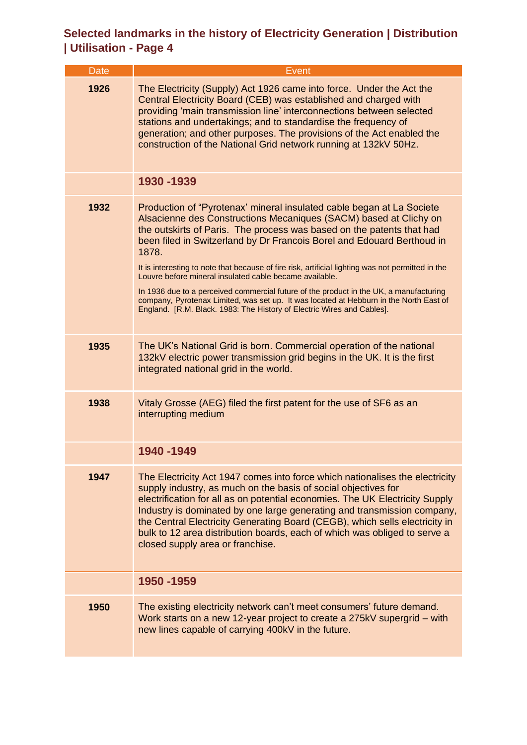## Selected landmarks in the history of Electricity Generation | Distribution | Utilisation - Page 4

| Date | Event |
|---|---|
| **1926** | The Electricity (Supply) Act 1926 came into force. Under the Act the Central Electricity Board (CEB) was established and charged with providing 'main transmission line' interconnections between selected stations and undertakings; and to standardise the frequency of generation; and other purposes. The provisions of the Act enabled the construction of the National Grid network running at 132kV 50Hz. |
| | **1930 -1939** |
| **1932** | Production of "Pyrotenax' mineral insulated cable began at La Societe Alsacienne des Constructions Mecaniques (SACM) based at Clichy on the outskirts of Paris. The process was based on the patents that had been filed in Switzerland by Dr Francois Borel and Edouard Berthoud in 1878.<br><br>It is interesting to note that because of fire risk, artificial lighting was not permitted in the Louvre before mineral insulated cable became available.<br><br>In 1936 due to a perceived commercial future of the product in the UK, a manufacturing company, Pyrotenax Limited, was set up. It was located at Hebburn in the North East of England. [R.M. Black. 1983: The History of Electric Wires and Cables]. |
| **1935** | The UK's National Grid is born. Commercial operation of the national 132kV electric power transmission grid begins in the UK. It is the first integrated national grid in the world. |
| **1938** | Vitaly Grosse (AEG) filed the first patent for the use of SF6 as an interrupting medium |
| | **1940 -1949** |
| **1947** | The Electricity Act 1947 comes into force which nationalises the electricity supply industry, as much on the basis of social objectives for electrification for all as on potential economies. The UK Electricity Supply Industry is dominated by one large generating and transmission company, the Central Electricity Generating Board (CEGB), which sells electricity in bulk to 12 area distribution boards, each of which was obliged to serve a closed supply area or franchise. |
| | **1950 -1959** |
| **1950** | The existing electricity network can't meet consumers' future demand. Work starts on a new 12-year project to create a 275kV supergrid – with new lines capable of carrying 400kV in the future. |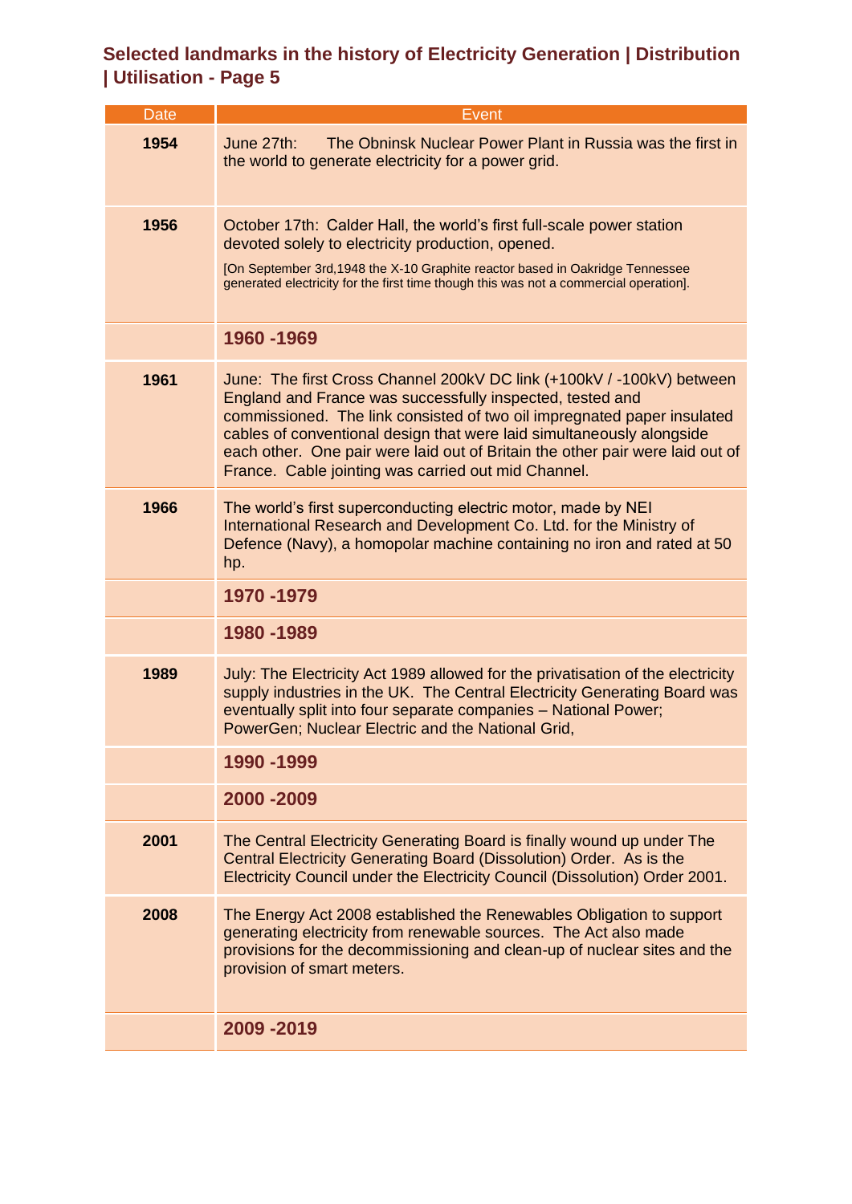## Selected landmarks in the history of Electricity Generation | Distribution | Utilisation - Page 5

| Date | Event |
|---|---|
| **1954** | June 27th: The Obninsk Nuclear Power Plant in Russia was the first in the world to generate electricity for a power grid. |
| **1956** | October 17th: Calder Hall, the world's first full-scale power station devoted solely to electricity production, opened. [On September 3rd,1948 the X-10 Graphite reactor based in Oakridge Tennessee generated electricity for the first time though this was not a commercial operation]. |
| | **1960 -1969** |
| **1961** | June: The first Cross Channel 200kV DC link (+100kV / -100kV) between England and France was successfully inspected, tested and commissioned. The link consisted of two oil impregnated paper insulated cables of conventional design that were laid simultaneously alongside each other. One pair were laid out of Britain the other pair were laid out of France. Cable jointing was carried out mid Channel. |
| **1966** | The world's first superconducting electric motor, made by NEI International Research and Development Co. Ltd. for the Ministry of Defence (Navy), a homopolar machine containing no iron and rated at 50 hp. |
| | **1970 -1979** |
| | **1980 -1989** |
| **1989** | July: The Electricity Act 1989 allowed for the privatisation of the electricity supply industries in the UK. The Central Electricity Generating Board was eventually split into four separate companies – National Power; PowerGen; Nuclear Electric and the National Grid, |
| | **1990 -1999** |
| | **2000 -2009** |
| **2001** | The Central Electricity Generating Board is finally wound up under The Central Electricity Generating Board (Dissolution) Order. As is the Electricity Council under the Electricity Council (Dissolution) Order 2001. |
| **2008** | The Energy Act 2008 established the Renewables Obligation to support generating electricity from renewable sources. The Act also made provisions for the decommissioning and clean-up of nuclear sites and the provision of smart meters. |
| | **2009 -2019** |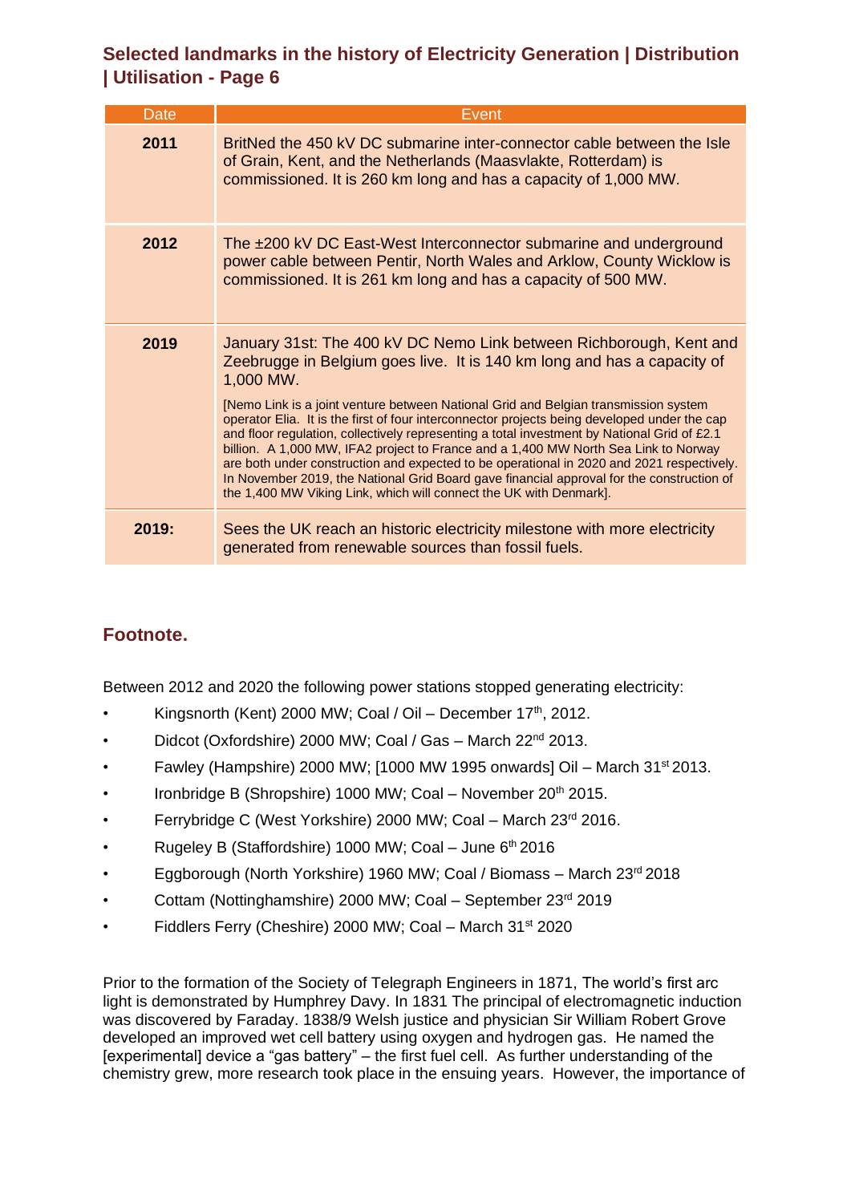## Selected landmarks in the history of Electricity Generation | Distribution | Utilisation - Page 6

| Date | Event |
|---|---|
| **2011** | BritNed the 450 kV DC submarine inter-connector cable between the Isle of Grain, Kent, and the Netherlands (Maasvlakte, Rotterdam) is commissioned. It is 260 km long and has a capacity of 1,000 MW. |
| **2012** | The ±200 kV DC East-West Interconnector submarine and underground power cable between Pentir, North Wales and Arklow, County Wicklow is commissioned. It is 261 km long and has a capacity of 500 MW. |
| **2019** | January 31st: The 400 kV DC Nemo Link between Richborough, Kent and Zeebrugge in Belgium goes live. It is 140 km long and has a capacity of 1,000 MW.<br><br>[Nemo Link is a joint venture between National Grid and Belgian transmission system operator Elia. It is the first of four interconnector projects being developed under the cap and floor regulation, collectively representing a total investment by National Grid of £2.1 billion. A 1,000 MW, IFA2 project to France and a 1,400 MW North Sea Link to Norway are both under construction and expected to be operational in 2020 and 2021 respectively. In November 2019, the National Grid Board gave financial approval for the construction of the 1,400 MW Viking Link, which will connect the UK with Denmark]. |
| **2019:** | Sees the UK reach an historic electricity milestone with more electricity generated from renewable sources than fossil fuels. |

### Footnote.

Between 2012 and 2020 the following power stations stopped generating electricity:

- Kingsnorth (Kent) 2000 MW; Coal / Oil – December 17th, 2012.
- Didcot (Oxfordshire) 2000 MW; Coal / Gas – March 22nd 2013.
- Fawley (Hampshire) 2000 MW; [1000 MW 1995 onwards] Oil – March 31st 2013.
- Ironbridge B (Shropshire) 1000 MW; Coal – November 20th 2015.
- Ferrybridge C (West Yorkshire) 2000 MW; Coal – March 23rd 2016.
- Rugeley B (Staffordshire) 1000 MW; Coal – June 6th 2016
- Eggborough (North Yorkshire) 1960 MW; Coal / Biomass – March 23rd 2018
- Cottam (Nottinghamshire) 2000 MW; Coal – September 23rd 2019
- Fiddlers Ferry (Cheshire) 2000 MW; Coal – March 31st 2020

Prior to the formation of the Society of Telegraph Engineers in 1871, The world's first arc light is demonstrated by Humphrey Davy. In 1831 The principal of electromagnetic induction was discovered by Faraday. 1838/9 Welsh justice and physician Sir William Robert Grove developed an improved wet cell battery using oxygen and hydrogen gas. He named the [experimental] device a "gas battery" – the first fuel cell. As further understanding of the chemistry grew, more research took place in the ensuing years. However, the importance of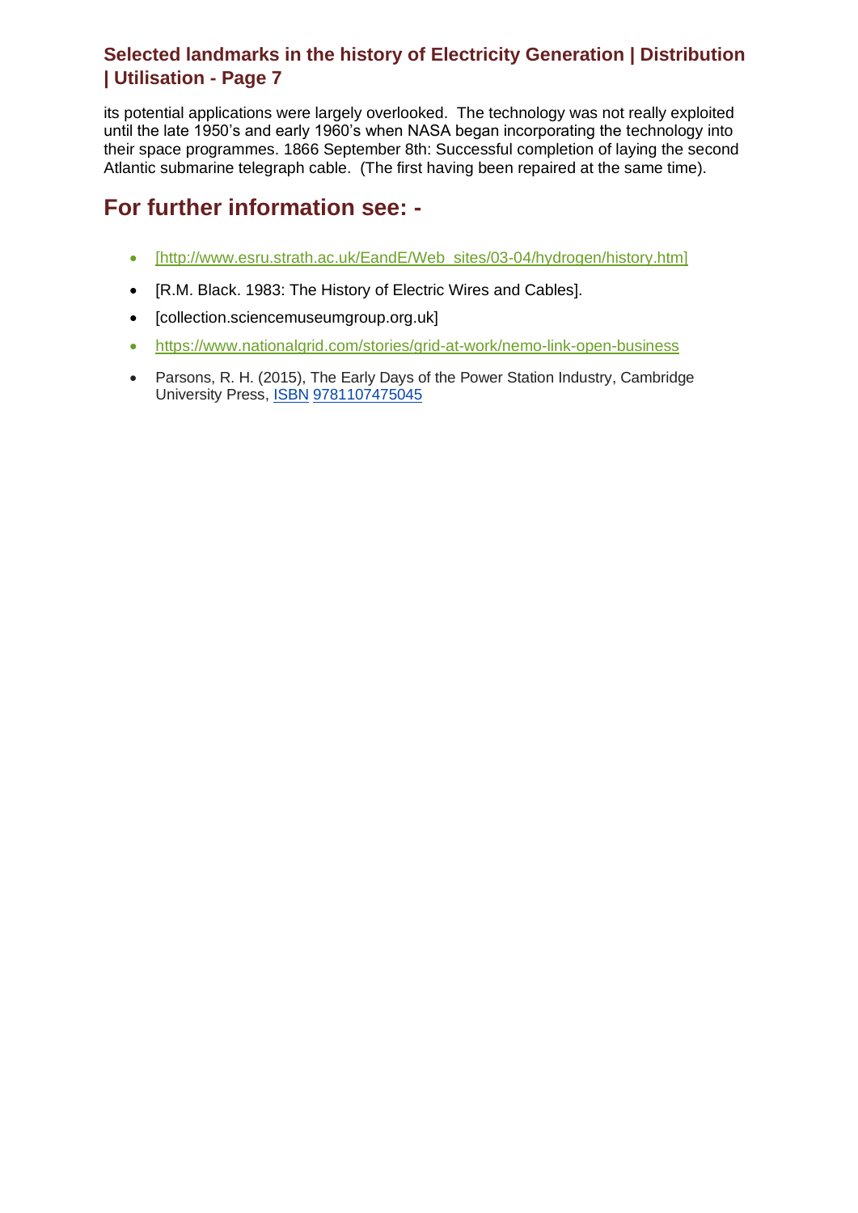its potential applications were largely overlooked. The technology was not really exploited until the late 1950's and early 1960's when NASA began incorporating the technology into their space programmes. 1866 September 8th: Successful completion of laying the second Atlantic submarine telegraph cable. (The first having been repaired at the same time).

## For further information see: -

- [http://www.esru.strath.ac.uk/EandE/Web_sites/03-04/hydrogen/history.htm]
- [R.M. Black. 1983: The History of Electric Wires and Cables].
- [collection.sciencemuseumgroup.org.uk]
- https://www.nationalgrid.com/stories/grid-at-work/nemo-link-open-business
- Parsons, R. H. (2015), The Early Days of the Power Station Industry, Cambridge University Press, ISBN 9781107475045